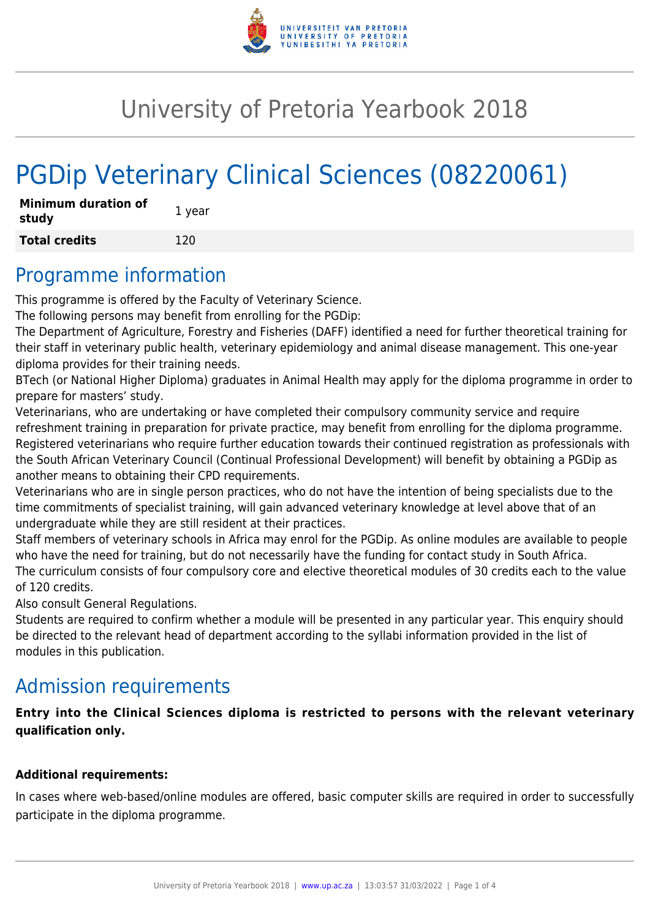# University of Pretoria Yearbook 2018

# PGDip Veterinary Clinical Sciences (08220061)

| **Minimum duration of study** | 1 year |
|---|---|
| **Total credits** | 120 |

## Programme information

This programme is offered by the Faculty of Veterinary Science.

The following persons may benefit from enrolling for the PGDip:

The Department of Agriculture, Forestry and Fisheries (DAFF) identified a need for further theoretical training for their staff in veterinary public health, veterinary epidemiology and animal disease management. This one-year diploma provides for their training needs.

BTech (or National Higher Diploma) graduates in Animal Health may apply for the diploma programme in order to prepare for masters' study.

Veterinarians, who are undertaking or have completed their compulsory community service and require refreshment training in preparation for private practice, may benefit from enrolling for the diploma programme.

Registered veterinarians who require further education towards their continued registration as professionals with the South African Veterinary Council (Continual Professional Development) will benefit by obtaining a PGDip as another means to obtaining their CPD requirements.

Veterinarians who are in single person practices, who do not have the intention of being specialists due to the time commitments of specialist training, will gain advanced veterinary knowledge at level above that of an undergraduate while they are still resident at their practices.

Staff members of veterinary schools in Africa may enrol for the PGDip. As online modules are available to people who have the need for training, but do not necessarily have the funding for contact study in South Africa.

The curriculum consists of four compulsory core and elective theoretical modules of 30 credits each to the value of 120 credits.

Also consult General Regulations.

Students are required to confirm whether a module will be presented in any particular year. This enquiry should be directed to the relevant head of department according to the syllabi information provided in the list of modules in this publication.

## Admission requirements

**Entry into the Clinical Sciences diploma is restricted to persons with the relevant veterinary qualification only.**

**Additional requirements:**

In cases where web-based/online modules are offered, basic computer skills are required in order to successfully participate in the diploma programme.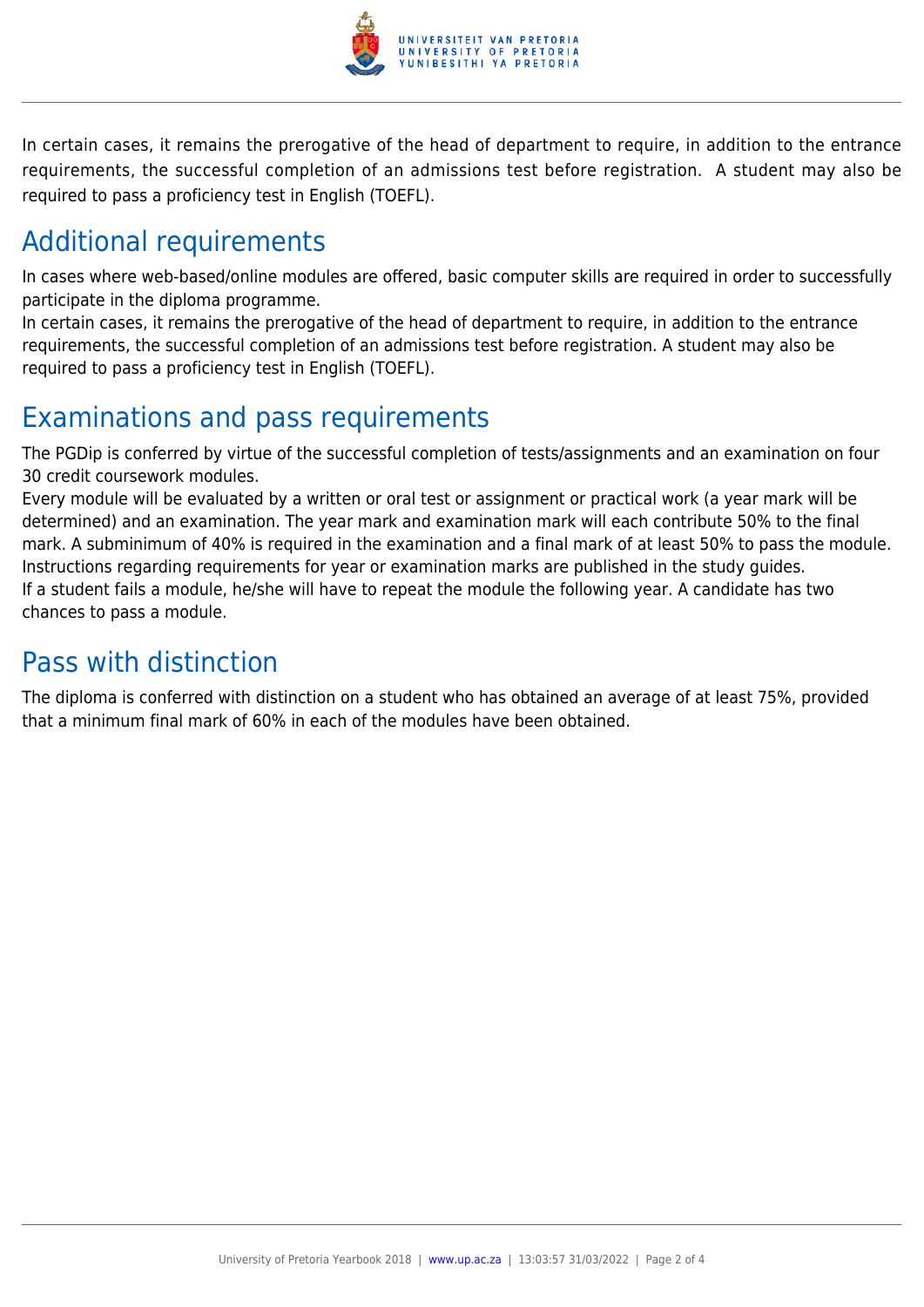In certain cases, it remains the prerogative of the head of department to require, in addition to the entrance requirements, the successful completion of an admissions test before registration.  A student may also be required to pass a proficiency test in English (TOEFL).

## Additional requirements

In cases where web-based/online modules are offered, basic computer skills are required in order to successfully participate in the diploma programme.
In certain cases, it remains the prerogative of the head of department to require, in addition to the entrance requirements, the successful completion of an admissions test before registration. A student may also be required to pass a proficiency test in English (TOEFL).

## Examinations and pass requirements

The PGDip is conferred by virtue of the successful completion of tests/assignments and an examination on four 30 credit coursework modules.
Every module will be evaluated by a written or oral test or assignment or practical work (a year mark will be determined) and an examination. The year mark and examination mark will each contribute 50% to the final mark. A subminimum of 40% is required in the examination and a final mark of at least 50% to pass the module. Instructions regarding requirements for year or examination marks are published in the study guides.
If a student fails a module, he/she will have to repeat the module the following year. A candidate has two chances to pass a module.

## Pass with distinction

The diploma is conferred with distinction on a student who has obtained an average of at least 75%, provided that a minimum final mark of 60% in each of the modules have been obtained.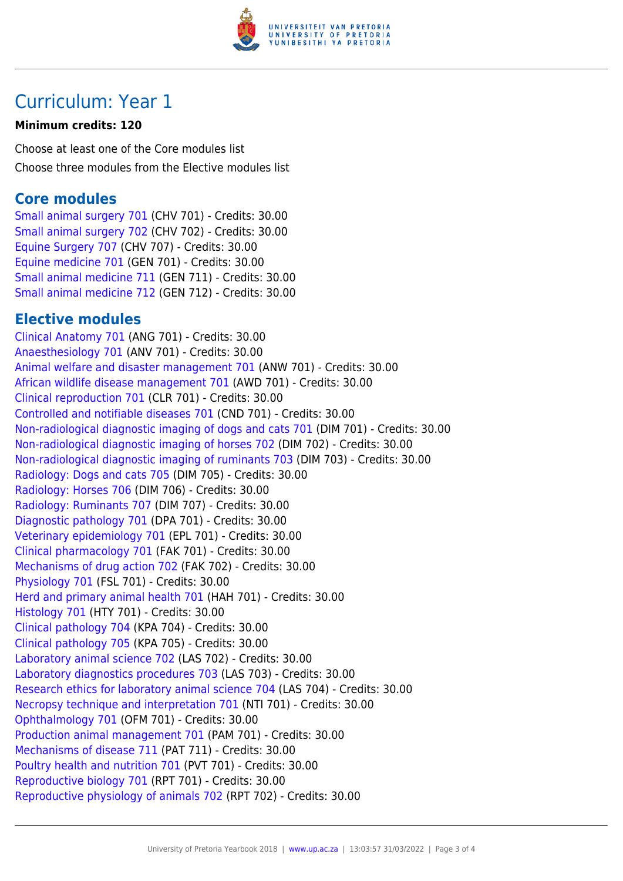# Curriculum: Year 1

**Minimum credits: 120**

Choose at least one of the Core modules list

Choose three modules from the Elective modules list

## Core modules

Small animal surgery 701 (CHV 701) - Credits: 30.00
Small animal surgery 702 (CHV 702) - Credits: 30.00
Equine Surgery 707 (CHV 707) - Credits: 30.00
Equine medicine 701 (GEN 701) - Credits: 30.00
Small animal medicine 711 (GEN 711) - Credits: 30.00
Small animal medicine 712 (GEN 712) - Credits: 30.00

## Elective modules

Clinical Anatomy 701 (ANG 701) - Credits: 30.00
Anaesthesiology 701 (ANV 701) - Credits: 30.00
Animal welfare and disaster management 701 (ANW 701) - Credits: 30.00
African wildlife disease management 701 (AWD 701) - Credits: 30.00
Clinical reproduction 701 (CLR 701) - Credits: 30.00
Controlled and notifiable diseases 701 (CND 701) - Credits: 30.00
Non-radiological diagnostic imaging of dogs and cats 701 (DIM 701) - Credits: 30.00
Non-radiological diagnostic imaging of horses 702 (DIM 702) - Credits: 30.00
Non-radiological diagnostic imaging of ruminants 703 (DIM 703) - Credits: 30.00
Radiology: Dogs and cats 705 (DIM 705) - Credits: 30.00
Radiology: Horses 706 (DIM 706) - Credits: 30.00
Radiology: Ruminants 707 (DIM 707) - Credits: 30.00
Diagnostic pathology 701 (DPA 701) - Credits: 30.00
Veterinary epidemiology 701 (EPL 701) - Credits: 30.00
Clinical pharmacology 701 (FAK 701) - Credits: 30.00
Mechanisms of drug action 702 (FAK 702) - Credits: 30.00
Physiology 701 (FSL 701) - Credits: 30.00
Herd and primary animal health 701 (HAH 701) - Credits: 30.00
Histology 701 (HTY 701) - Credits: 30.00
Clinical pathology 704 (KPA 704) - Credits: 30.00
Clinical pathology 705 (KPA 705) - Credits: 30.00
Laboratory animal science 702 (LAS 702) - Credits: 30.00
Laboratory diagnostics procedures 703 (LAS 703) - Credits: 30.00
Research ethics for laboratory animal science 704 (LAS 704) - Credits: 30.00
Necropsy technique and interpretation 701 (NTI 701) - Credits: 30.00
Ophthalmology 701 (OFM 701) - Credits: 30.00
Production animal management 701 (PAM 701) - Credits: 30.00
Mechanisms of disease 711 (PAT 711) - Credits: 30.00
Poultry health and nutrition 701 (PVT 701) - Credits: 30.00
Reproductive biology 701 (RPT 701) - Credits: 30.00
Reproductive physiology of animals 702 (RPT 702) - Credits: 30.00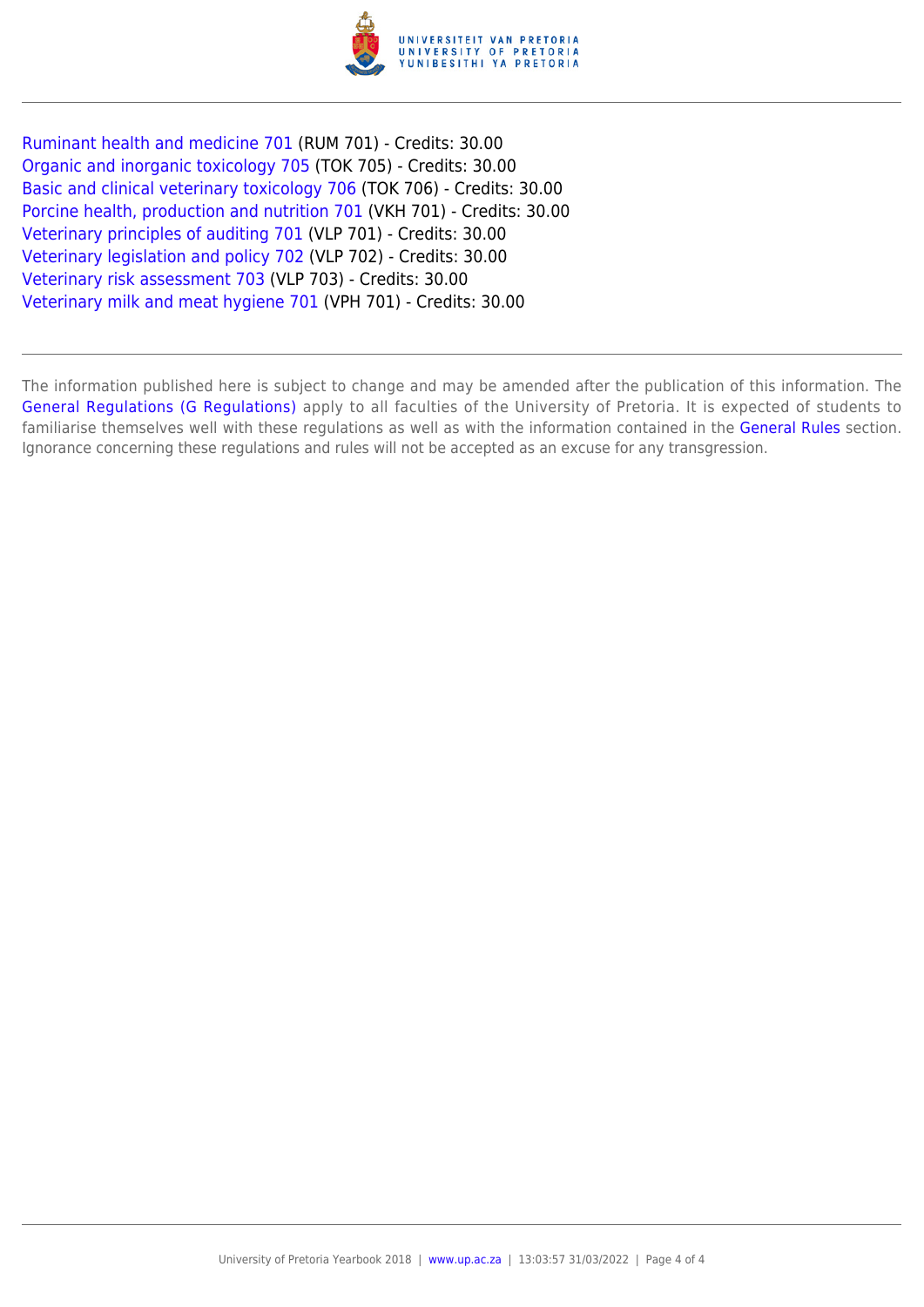Ruminant health and medicine 701 (RUM 701) - Credits: 30.00
Organic and inorganic toxicology 705 (TOK 705) - Credits: 30.00
Basic and clinical veterinary toxicology 706 (TOK 706) - Credits: 30.00
Porcine health, production and nutrition 701 (VKH 701) - Credits: 30.00
Veterinary principles of auditing 701 (VLP 701) - Credits: 30.00
Veterinary legislation and policy 702 (VLP 702) - Credits: 30.00
Veterinary risk assessment 703 (VLP 703) - Credits: 30.00
Veterinary milk and meat hygiene 701 (VPH 701) - Credits: 30.00

---

The information published here is subject to change and may be amended after the publication of this information. The General Regulations (G Regulations) apply to all faculties of the University of Pretoria. It is expected of students to familiarise themselves well with these regulations as well as with the information contained in the General Rules section. Ignorance concerning these regulations and rules will not be accepted as an excuse for any transgression.